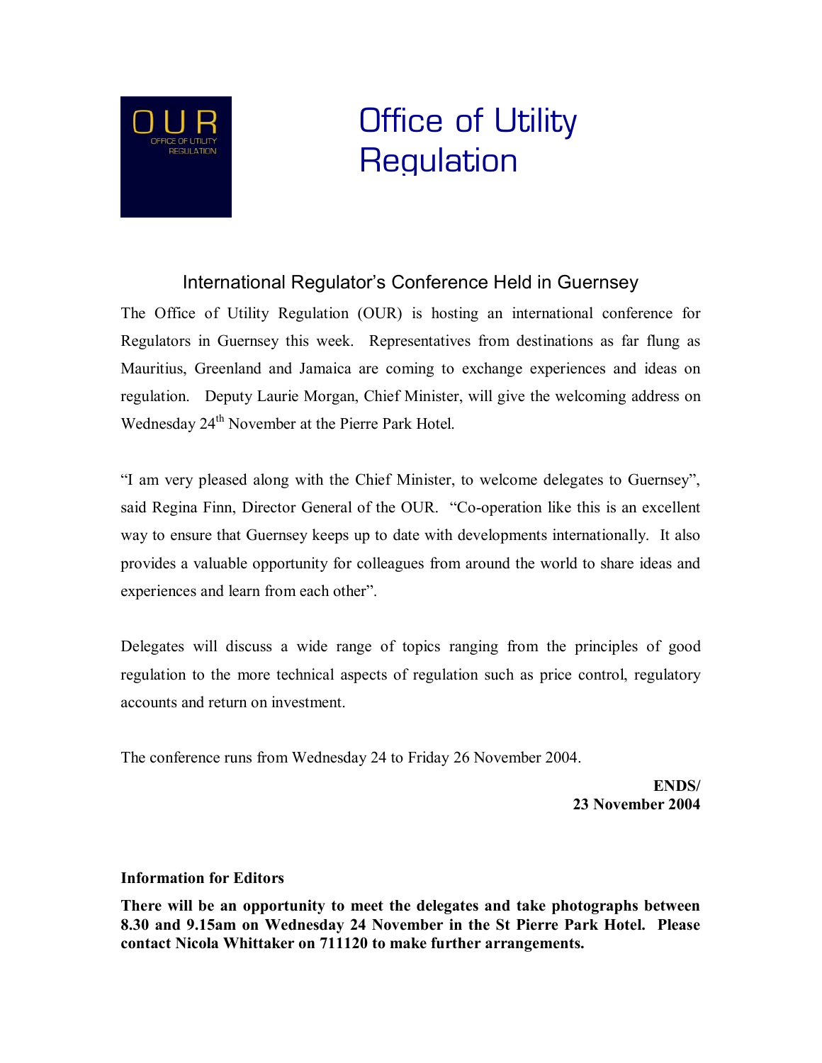# Office of Utility Regulation

## International Regulator's Conference Held in Guernsey

The Office of Utility Regulation (OUR) is hosting an international conference for Regulators in Guernsey this week. Representatives from destinations as far flung as Mauritius, Greenland and Jamaica are coming to exchange experiences and ideas on regulation. Deputy Laurie Morgan, Chief Minister, will give the welcoming address on Wednesday 24th November at the Pierre Park Hotel.

"I am very pleased along with the Chief Minister, to welcome delegates to Guernsey", said Regina Finn, Director General of the OUR. "Co-operation like this is an excellent way to ensure that Guernsey keeps up to date with developments internationally. It also provides a valuable opportunity for colleagues from around the world to share ideas and experiences and learn from each other".

Delegates will discuss a wide range of topics ranging from the principles of good regulation to the more technical aspects of regulation such as price control, regulatory accounts and return on investment.

The conference runs from Wednesday 24 to Friday 26 November 2004.

**ENDS/**
**23 November 2004**

**Information for Editors**

**There will be an opportunity to meet the delegates and take photographs between 8.30 and 9.15am on Wednesday 24 November in the St Pierre Park Hotel. Please contact Nicola Whittaker on 711120 to make further arrangements.**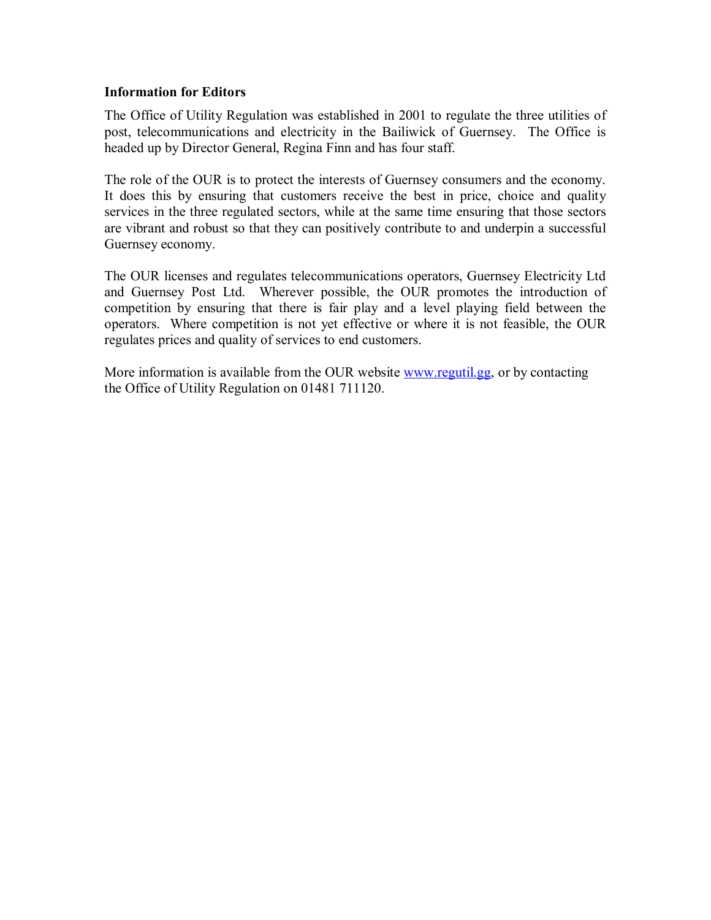**Information for Editors**

The Office of Utility Regulation was established in 2001 to regulate the three utilities of post, telecommunications and electricity in the Bailiwick of Guernsey. The Office is headed up by Director General, Regina Finn and has four staff.

The role of the OUR is to protect the interests of Guernsey consumers and the economy. It does this by ensuring that customers receive the best in price, choice and quality services in the three regulated sectors, while at the same time ensuring that those sectors are vibrant and robust so that they can positively contribute to and underpin a successful Guernsey economy.

The OUR licenses and regulates telecommunications operators, Guernsey Electricity Ltd and Guernsey Post Ltd. Wherever possible, the OUR promotes the introduction of competition by ensuring that there is fair play and a level playing field between the operators. Where competition is not yet effective or where it is not feasible, the OUR regulates prices and quality of services to end customers.

More information is available from the OUR website [www.regutil.gg](http://www.regutil.gg), or by contacting the Office of Utility Regulation on 01481 711120.